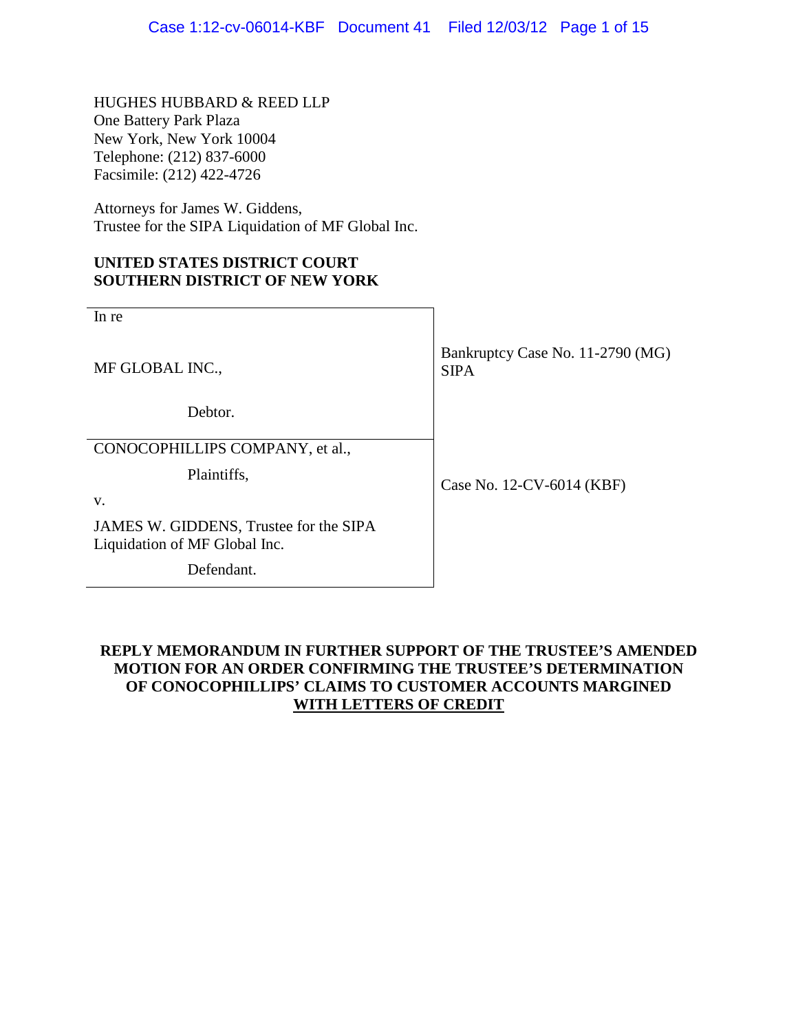HUGHES HUBBARD & REED LLP
One Battery Park Plaza
New York, New York 10004
Telephone: (212) 837-6000
Facsimile: (212) 422-4726

Attorneys for James W. Giddens,
Trustee for the SIPA Liquidation of MF Global Inc.

**UNITED STATES DISTRICT COURT**
**SOUTHERN DISTRICT OF NEW YORK**

| | |
|---|---|
| In re<br><br>MF GLOBAL INC.,<br><br>Debtor. | Bankruptcy Case No. 11-2790 (MG)<br>SIPA |
| CONOCOPHILLIPS COMPANY, et al.,<br><br>Plaintiffs,<br><br>v.<br><br>JAMES W. GIDDENS, Trustee for the SIPA Liquidation of MF Global Inc.<br><br>Defendant. | Case No. 12-CV-6014 (KBF) |

**REPLY MEMORANDUM IN FURTHER SUPPORT OF THE TRUSTEE'S AMENDED MOTION FOR AN ORDER CONFIRMING THE TRUSTEE'S DETERMINATION OF CONOCOPHILLIPS' CLAIMS TO CUSTOMER ACCOUNTS MARGINED WITH LETTERS OF CREDIT**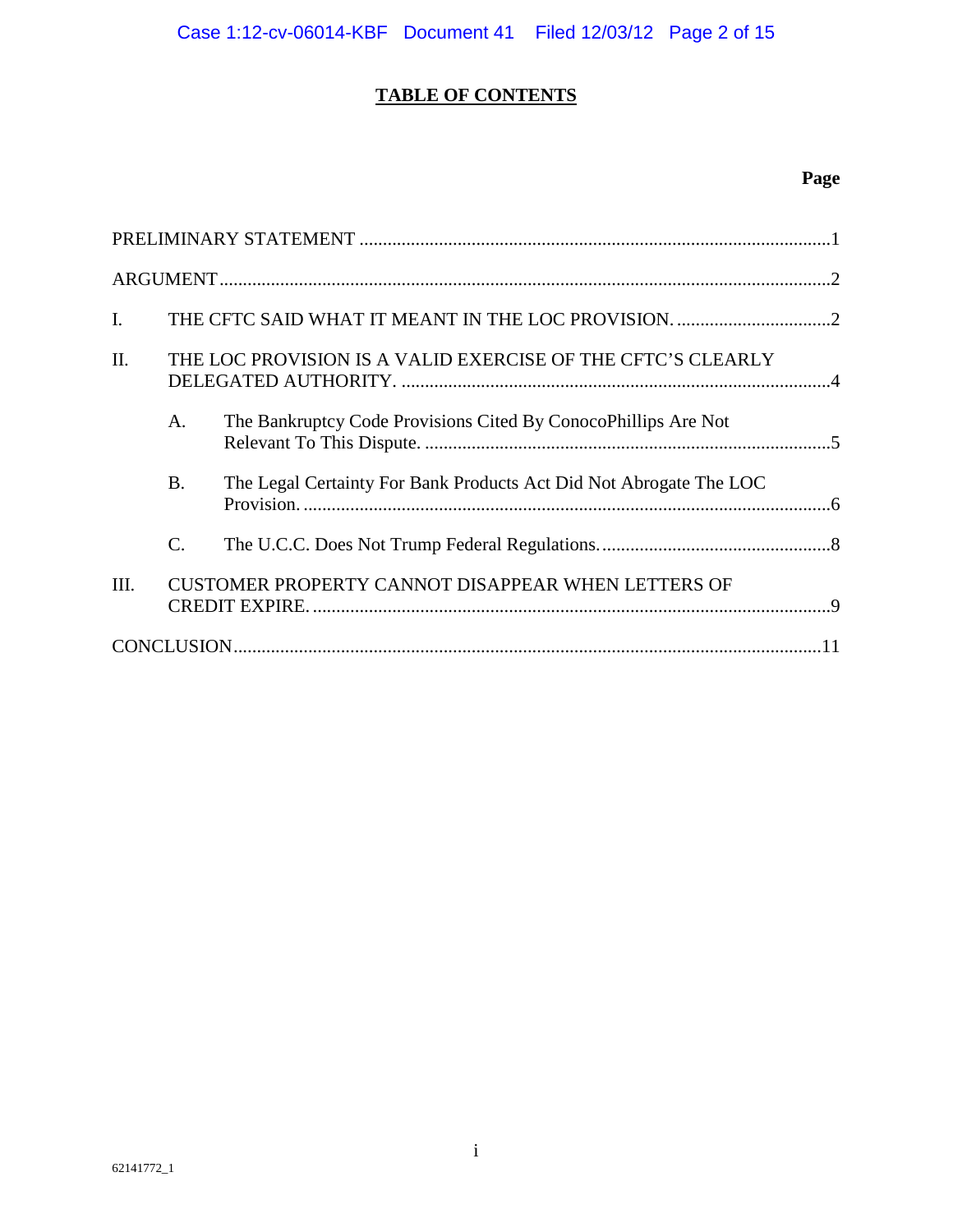# TABLE OF CONTENTS

| | Page |
|---|---|
| PRELIMINARY STATEMENT | 1 |
| ARGUMENT | 2 |
| I. THE CFTC SAID WHAT IT MEANT IN THE LOC PROVISION. | 2 |
| II. THE LOC PROVISION IS A VALID EXERCISE OF THE CFTC'S CLEARLY DELEGATED AUTHORITY. | 4 |
| A. The Bankruptcy Code Provisions Cited By ConocoPhillips Are Not Relevant To This Dispute. | 5 |
| B. The Legal Certainty For Bank Products Act Did Not Abrogate The LOC Provision. | 6 |
| C. The U.C.C. Does Not Trump Federal Regulations. | 8 |
| III. CUSTOMER PROPERTY CANNOT DISAPPEAR WHEN LETTERS OF CREDIT EXPIRE. | 9 |
| CONCLUSION | 11 |

62141772_1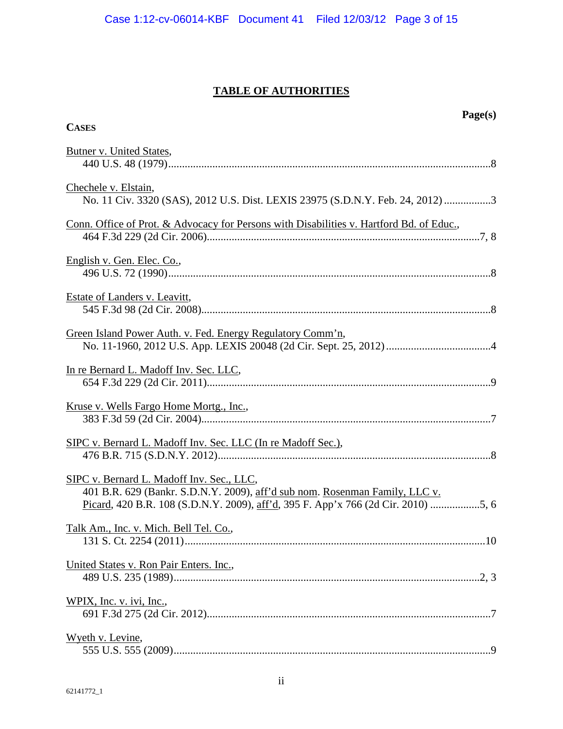# TABLE OF AUTHORITIES

**CASES** — **Page(s)**

Butner v. United States,
440 U.S. 48 (1979) .....8

Chechele v. Elstain,
No. 11 Civ. 3320 (SAS), 2012 U.S. Dist. LEXIS 23975 (S.D.N.Y. Feb. 24, 2012) .....3

Conn. Office of Prot. & Advocacy for Persons with Disabilities v. Hartford Bd. of Educ.,
464 F.3d 229 (2d Cir. 2006) .....7, 8

English v. Gen. Elec. Co.,
496 U.S. 72 (1990) .....8

Estate of Landers v. Leavitt,
545 F.3d 98 (2d Cir. 2008) .....8

Green Island Power Auth. v. Fed. Energy Regulatory Comm'n,
No. 11-1960, 2012 U.S. App. LEXIS 20048 (2d Cir. Sept. 25, 2012) .....4

In re Bernard L. Madoff Inv. Sec. LLC,
654 F.3d 229 (2d Cir. 2011) .....9

Kruse v. Wells Fargo Home Mortg., Inc.,
383 F.3d 59 (2d Cir. 2004) .....7

SIPC v. Bernard L. Madoff Inv. Sec. LLC (In re Madoff Sec.),
476 B.R. 715 (S.D.N.Y. 2012) .....8

SIPC v. Bernard L. Madoff Inv. Sec., LLC,
401 B.R. 629 (Bankr. S.D.N.Y. 2009), aff'd sub nom. Rosenman Family, LLC v. Picard, 420 B.R. 108 (S.D.N.Y. 2009), aff'd, 395 F. App'x 766 (2d Cir. 2010) .....5, 6

Talk Am., Inc. v. Mich. Bell Tel. Co.,
131 S. Ct. 2254 (2011) .....10

United States v. Ron Pair Enters. Inc.,
489 U.S. 235 (1989) .....2, 3

WPIX, Inc. v. ivi, Inc.,
691 F.3d 275 (2d Cir. 2012) .....7

Wyeth v. Levine,
555 U.S. 555 (2009) .....9

62141772_1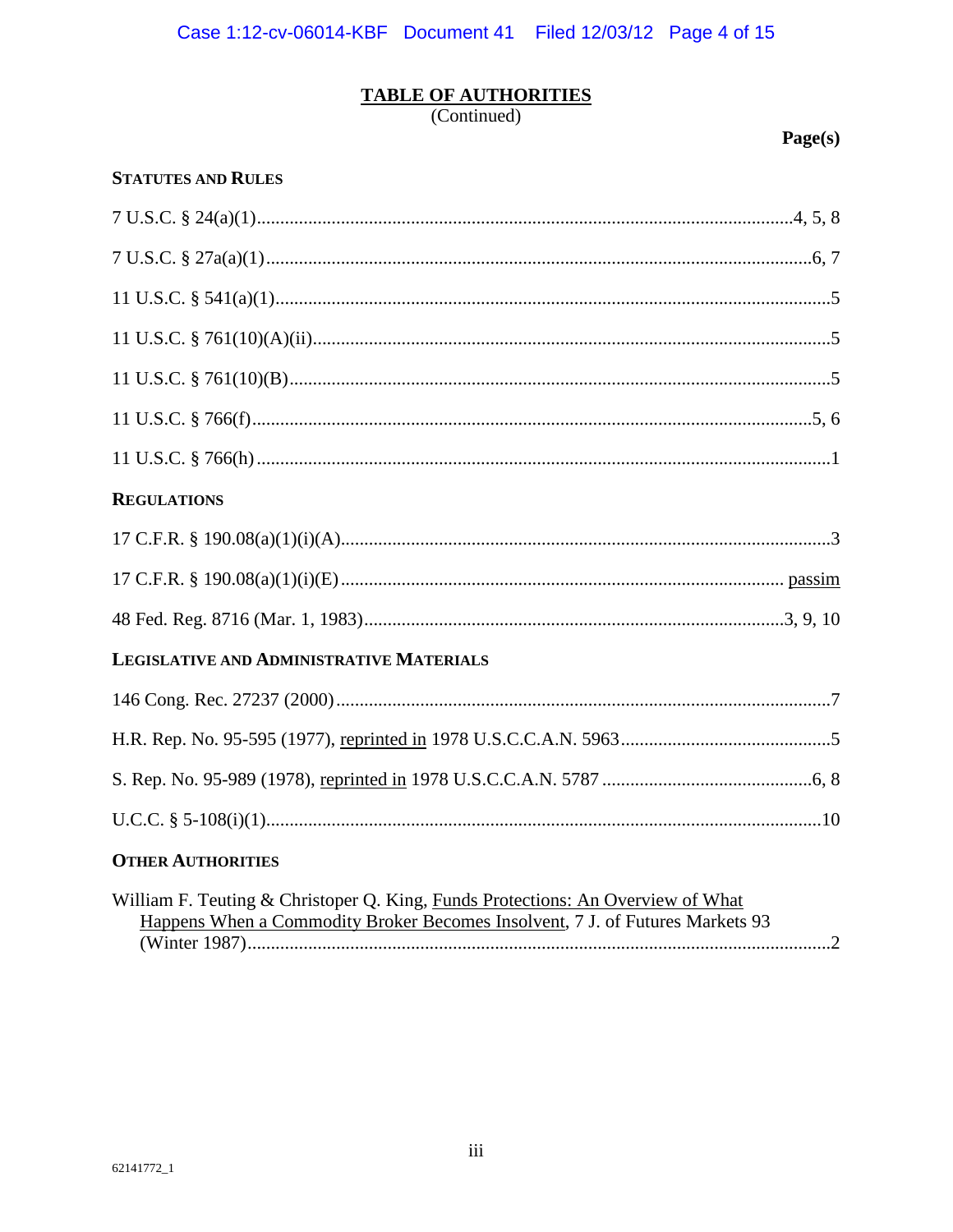## TABLE OF AUTHORITIES
(Continued)

**Page(s)**

**STATUTES AND RULES**

7 U.S.C. § 24(a)(1)....................................................................................................4, 5, 8

7 U.S.C. § 27a(a)(1)........................................................................................................6, 7

11 U.S.C. § 541(a)(1)..........................................................................................................5

11 U.S.C. § 761(10)(A)(ii)...................................................................................................5

11 U.S.C. § 761(10)(B)........................................................................................................5

11 U.S.C. § 766(f)............................................................................................................5, 6

11 U.S.C. § 766(h)..............................................................................................................1

**REGULATIONS**

17 C.F.R. § 190.08(a)(1)(i)(A).............................................................................................3

17 C.F.R. § 190.08(a)(1)(i)(E)........................................................................................ passim

48 Fed. Reg. 8716 (Mar. 1, 1983)..................................................................................3, 9, 10

**LEGISLATIVE AND ADMINISTRATIVE MATERIALS**

146 Cong. Rec. 27237 (2000)...............................................................................................7

H.R. Rep. No. 95-595 (1977), reprinted in 1978 U.S.C.C.A.N. 5963.....................................5

S. Rep. No. 95-989 (1978), reprinted in 1978 U.S.C.C.A.N. 5787 ...................................6, 8

U.C.C. § 5-108(i)(1)..........................................................................................................10

**OTHER AUTHORITIES**

William F. Teuting & Christoper Q. King, Funds Protections: An Overview of What Happens When a Commodity Broker Becomes Insolvent, 7 J. of Futures Markets 93 (Winter 1987)..............................................................................................................2

62141772_1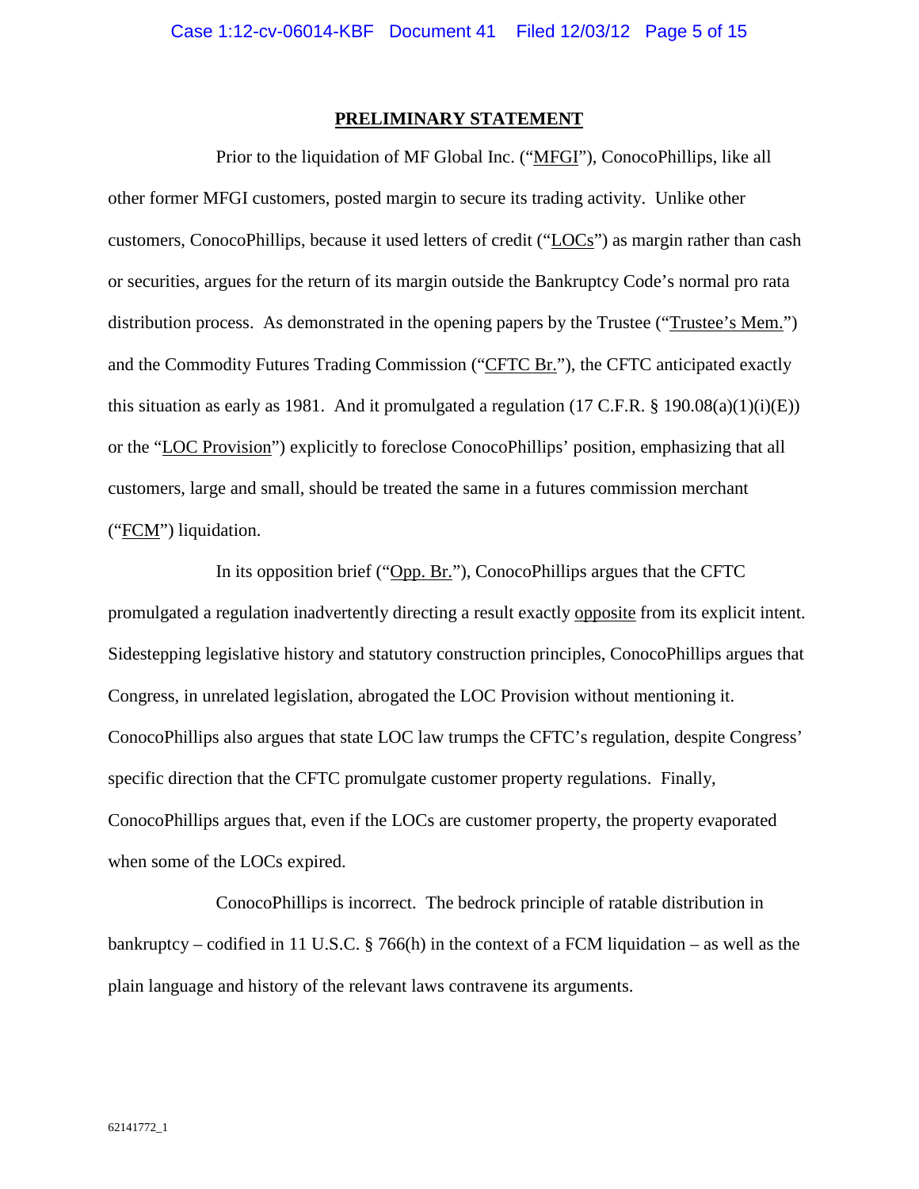**PRELIMINARY STATEMENT**

Prior to the liquidation of MF Global Inc. ("MFGI"), ConocoPhillips, like all other former MFGI customers, posted margin to secure its trading activity. Unlike other customers, ConocoPhillips, because it used letters of credit ("LOCs") as margin rather than cash or securities, argues for the return of its margin outside the Bankruptcy Code's normal pro rata distribution process. As demonstrated in the opening papers by the Trustee ("Trustee's Mem.") and the Commodity Futures Trading Commission ("CFTC Br."), the CFTC anticipated exactly this situation as early as 1981. And it promulgated a regulation (17 C.F.R. § 190.08(a)(1)(i)(E)) or the "LOC Provision") explicitly to foreclose ConocoPhillips' position, emphasizing that all customers, large and small, should be treated the same in a futures commission merchant ("FCM") liquidation.

In its opposition brief ("Opp. Br."), ConocoPhillips argues that the CFTC promulgated a regulation inadvertently directing a result exactly opposite from its explicit intent. Sidestepping legislative history and statutory construction principles, ConocoPhillips argues that Congress, in unrelated legislation, abrogated the LOC Provision without mentioning it. ConocoPhillips also argues that state LOC law trumps the CFTC's regulation, despite Congress' specific direction that the CFTC promulgate customer property regulations. Finally, ConocoPhillips argues that, even if the LOCs are customer property, the property evaporated when some of the LOCs expired.

ConocoPhillips is incorrect. The bedrock principle of ratable distribution in bankruptcy – codified in 11 U.S.C. § 766(h) in the context of a FCM liquidation – as well as the plain language and history of the relevant laws contravene its arguments.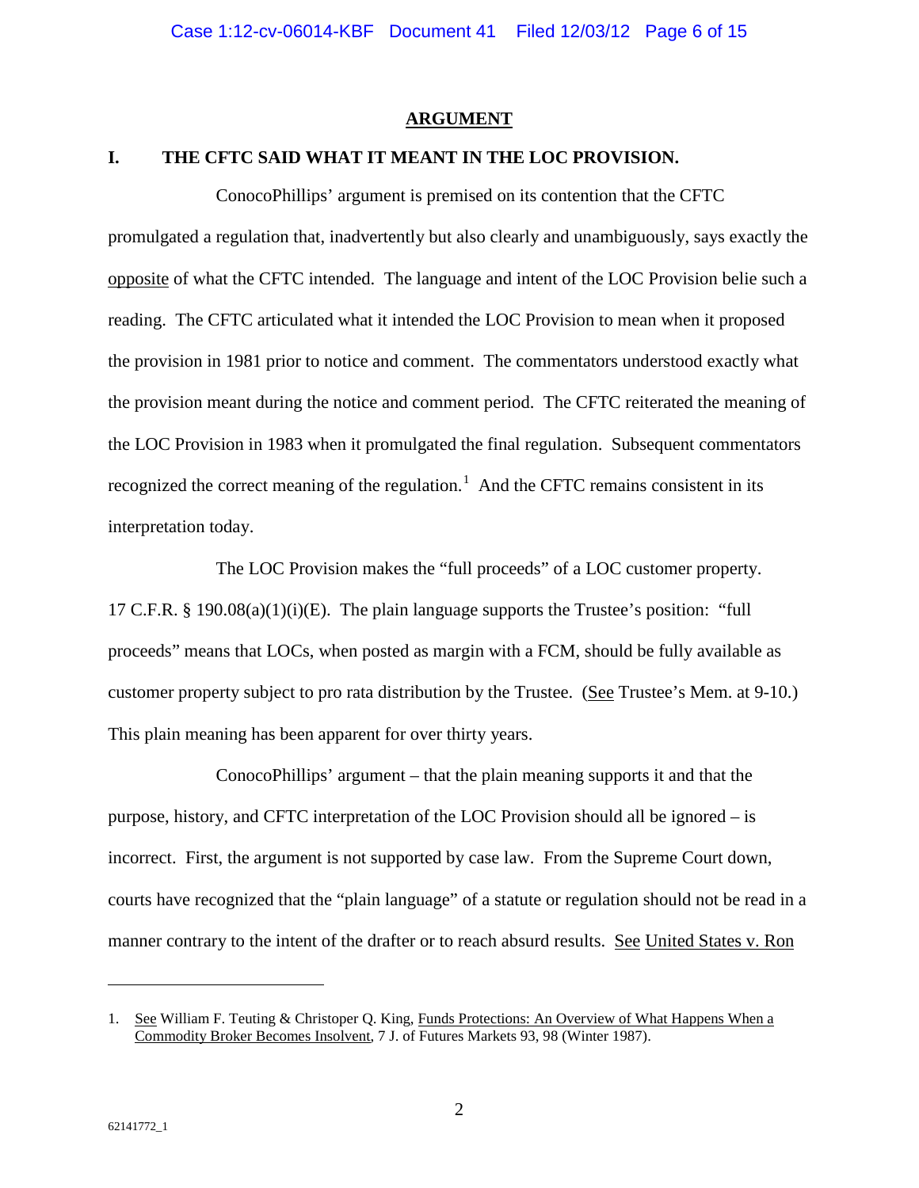## ARGUMENT

### I. THE CFTC SAID WHAT IT MEANT IN THE LOC PROVISION.

ConocoPhillips' argument is premised on its contention that the CFTC promulgated a regulation that, inadvertently but also clearly and unambiguously, says exactly the opposite of what the CFTC intended. The language and intent of the LOC Provision belie such a reading. The CFTC articulated what it intended the LOC Provision to mean when it proposed the provision in 1981 prior to notice and comment. The commentators understood exactly what the provision meant during the notice and comment period. The CFTC reiterated the meaning of the LOC Provision in 1983 when it promulgated the final regulation. Subsequent commentators recognized the correct meaning of the regulation.[1] And the CFTC remains consistent in its interpretation today.

The LOC Provision makes the "full proceeds" of a LOC customer property. 17 C.F.R. § 190.08(a)(1)(i)(E). The plain language supports the Trustee's position: "full proceeds" means that LOCs, when posted as margin with a FCM, should be fully available as customer property subject to pro rata distribution by the Trustee. (See Trustee's Mem. at 9-10.) This plain meaning has been apparent for over thirty years.

ConocoPhillips' argument – that the plain meaning supports it and that the purpose, history, and CFTC interpretation of the LOC Provision should all be ignored – is incorrect. First, the argument is not supported by case law. From the Supreme Court down, courts have recognized that the "plain language" of a statute or regulation should not be read in a manner contrary to the intent of the drafter or to reach absurd results. See United States v. Ron

---

1. See William F. Teuting & Christoper Q. King, Funds Protections: An Overview of What Happens When a Commodity Broker Becomes Insolvent, 7 J. of Futures Markets 93, 98 (Winter 1987).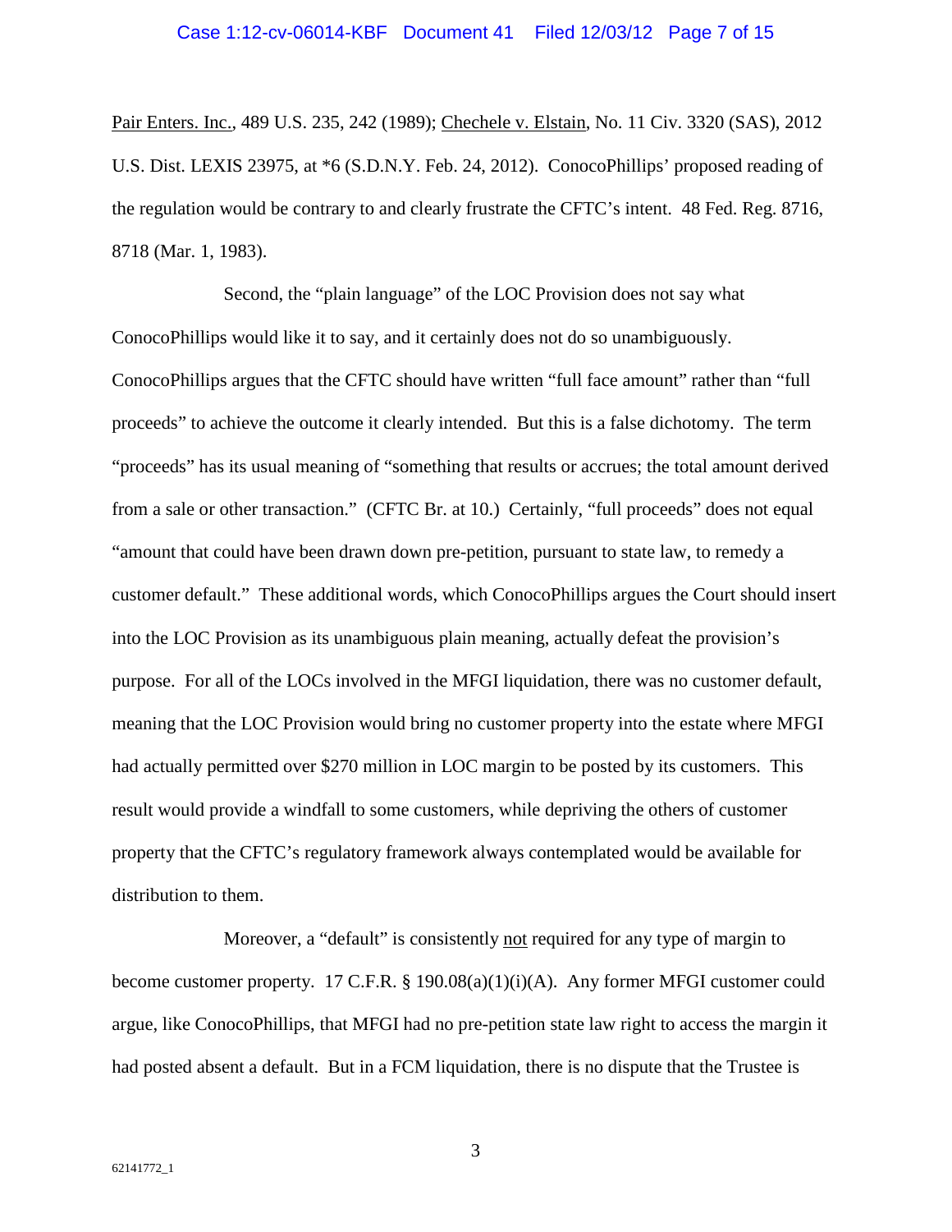Pair Enters. Inc., 489 U.S. 235, 242 (1989); Chechele v. Elstain, No. 11 Civ. 3320 (SAS), 2012 U.S. Dist. LEXIS 23975, at *6 (S.D.N.Y. Feb. 24, 2012). ConocoPhillips' proposed reading of the regulation would be contrary to and clearly frustrate the CFTC's intent. 48 Fed. Reg. 8716, 8718 (Mar. 1, 1983).

Second, the "plain language" of the LOC Provision does not say what ConocoPhillips would like it to say, and it certainly does not do so unambiguously. ConocoPhillips argues that the CFTC should have written "full face amount" rather than "full proceeds" to achieve the outcome it clearly intended. But this is a false dichotomy. The term "proceeds" has its usual meaning of "something that results or accrues; the total amount derived from a sale or other transaction." (CFTC Br. at 10.) Certainly, "full proceeds" does not equal "amount that could have been drawn down pre-petition, pursuant to state law, to remedy a customer default." These additional words, which ConocoPhillips argues the Court should insert into the LOC Provision as its unambiguous plain meaning, actually defeat the provision's purpose. For all of the LOCs involved in the MFGI liquidation, there was no customer default, meaning that the LOC Provision would bring no customer property into the estate where MFGI had actually permitted over $270 million in LOC margin to be posted by its customers. This result would provide a windfall to some customers, while depriving the others of customer property that the CFTC's regulatory framework always contemplated would be available for distribution to them.

Moreover, a "default" is consistently not required for any type of margin to become customer property. 17 C.F.R. § 190.08(a)(1)(i)(A). Any former MFGI customer could argue, like ConocoPhillips, that MFGI had no pre-petition state law right to access the margin it had posted absent a default. But in a FCM liquidation, there is no dispute that the Trustee is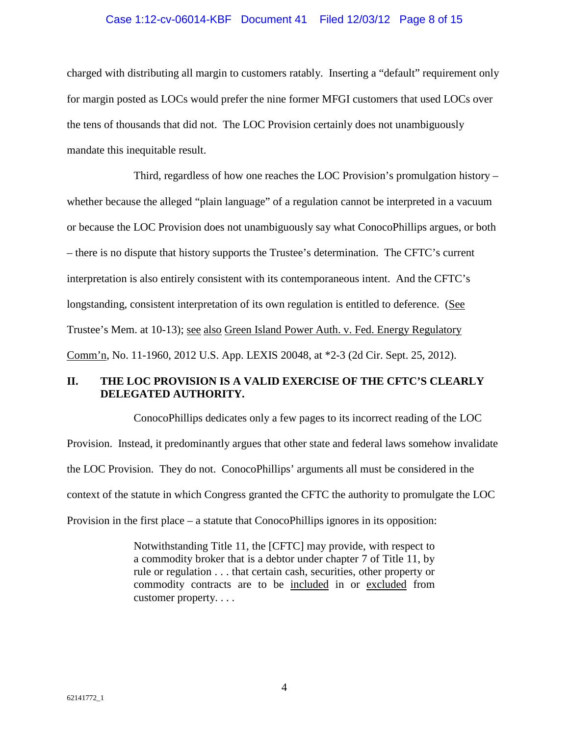charged with distributing all margin to customers ratably. Inserting a "default" requirement only for margin posted as LOCs would prefer the nine former MFGI customers that used LOCs over the tens of thousands that did not. The LOC Provision certainly does not unambiguously mandate this inequitable result.

Third, regardless of how one reaches the LOC Provision's promulgation history – whether because the alleged "plain language" of a regulation cannot be interpreted in a vacuum or because the LOC Provision does not unambiguously say what ConocoPhillips argues, or both – there is no dispute that history supports the Trustee's determination. The CFTC's current interpretation is also entirely consistent with its contemporaneous intent. And the CFTC's longstanding, consistent interpretation of its own regulation is entitled to deference. (See Trustee's Mem. at 10-13); see also Green Island Power Auth. v. Fed. Energy Regulatory Comm'n, No. 11-1960, 2012 U.S. App. LEXIS 20048, at *2-3 (2d Cir. Sept. 25, 2012).

## II. THE LOC PROVISION IS A VALID EXERCISE OF THE CFTC'S CLEARLY DELEGATED AUTHORITY.

ConocoPhillips dedicates only a few pages to its incorrect reading of the LOC Provision. Instead, it predominantly argues that other state and federal laws somehow invalidate the LOC Provision. They do not. ConocoPhillips' arguments all must be considered in the context of the statute in which Congress granted the CFTC the authority to promulgate the LOC Provision in the first place – a statute that ConocoPhillips ignores in its opposition:

> Notwithstanding Title 11, the [CFTC] may provide, with respect to a commodity broker that is a debtor under chapter 7 of Title 11, by rule or regulation . . . that certain cash, securities, other property or commodity contracts are to be included in or excluded from customer property. . . .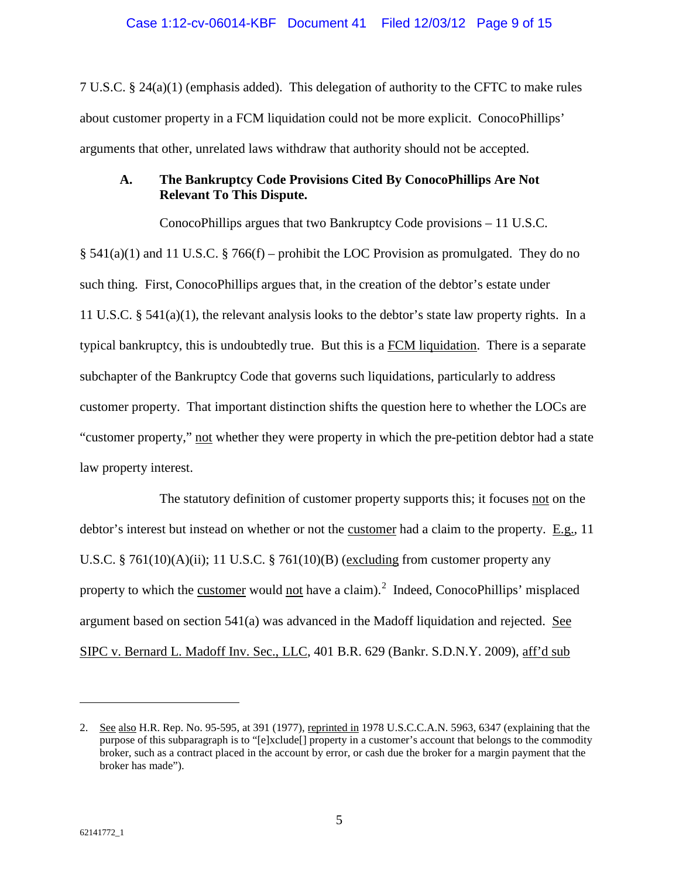7 U.S.C. § 24(a)(1) (emphasis added). This delegation of authority to the CFTC to make rules about customer property in a FCM liquidation could not be more explicit. ConocoPhillips' arguments that other, unrelated laws withdraw that authority should not be accepted.

### A. The Bankruptcy Code Provisions Cited By ConocoPhillips Are Not Relevant To This Dispute.

ConocoPhillips argues that two Bankruptcy Code provisions – 11 U.S.C. § 541(a)(1) and 11 U.S.C. § 766(f) – prohibit the LOC Provision as promulgated. They do no such thing. First, ConocoPhillips argues that, in the creation of the debtor's estate under 11 U.S.C. § 541(a)(1), the relevant analysis looks to the debtor's state law property rights. In a typical bankruptcy, this is undoubtedly true. But this is a FCM liquidation. There is a separate subchapter of the Bankruptcy Code that governs such liquidations, particularly to address customer property. That important distinction shifts the question here to whether the LOCs are "customer property," not whether they were property in which the pre-petition debtor had a state law property interest.

The statutory definition of customer property supports this; it focuses not on the debtor's interest but instead on whether or not the customer had a claim to the property. E.g., 11 U.S.C. § 761(10)(A)(ii); 11 U.S.C. § 761(10)(B) (excluding from customer property any property to which the customer would not have a claim).[2] Indeed, ConocoPhillips' misplaced argument based on section 541(a) was advanced in the Madoff liquidation and rejected. See SIPC v. Bernard L. Madoff Inv. Sec., LLC, 401 B.R. 629 (Bankr. S.D.N.Y. 2009), aff'd sub

---

2. See also H.R. Rep. No. 95-595, at 391 (1977), reprinted in 1978 U.S.C.C.A.N. 5963, 6347 (explaining that the purpose of this subparagraph is to "[e]xclude[] property in a customer's account that belongs to the commodity broker, such as a contract placed in the account by error, or cash due the broker for a margin payment that the broker has made").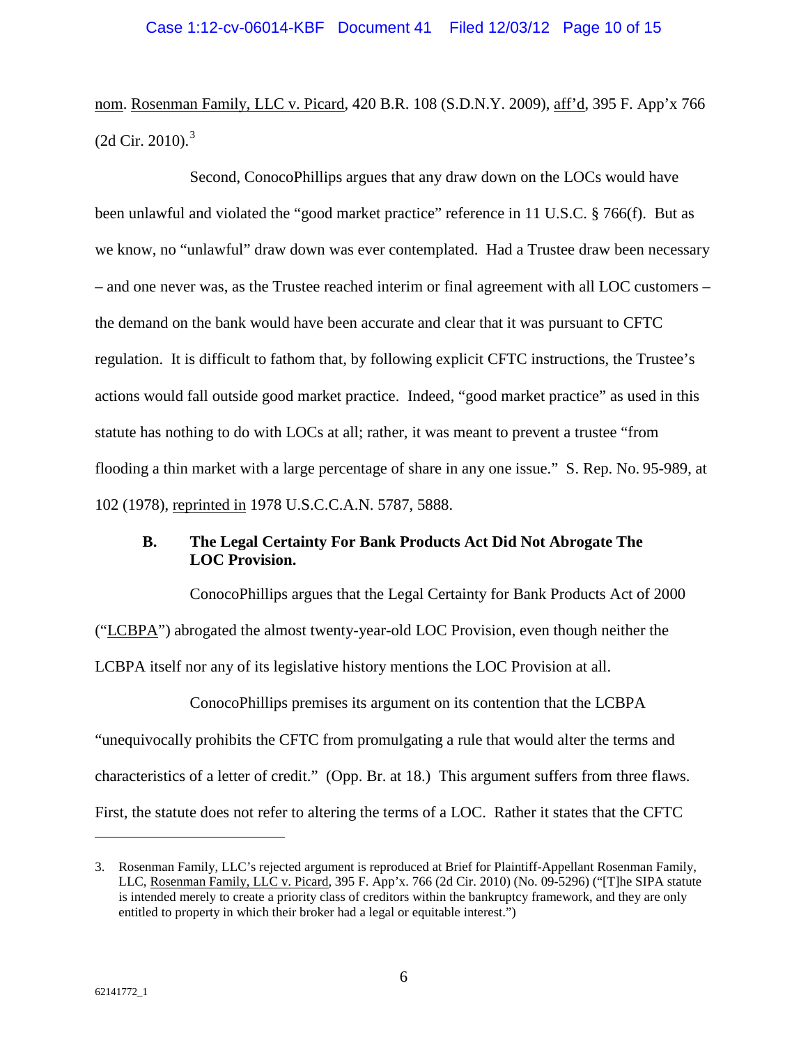nom. Rosenman Family, LLC v. Picard, 420 B.R. 108 (S.D.N.Y. 2009), aff'd, 395 F. App'x 766 (2d Cir. 2010).[3]

Second, ConocoPhillips argues that any draw down on the LOCs would have been unlawful and violated the "good market practice" reference in 11 U.S.C. § 766(f). But as we know, no "unlawful" draw down was ever contemplated. Had a Trustee draw been necessary – and one never was, as the Trustee reached interim or final agreement with all LOC customers – the demand on the bank would have been accurate and clear that it was pursuant to CFTC regulation. It is difficult to fathom that, by following explicit CFTC instructions, the Trustee's actions would fall outside good market practice. Indeed, "good market practice" as used in this statute has nothing to do with LOCs at all; rather, it was meant to prevent a trustee "from flooding a thin market with a large percentage of share in any one issue." S. Rep. No. 95-989, at 102 (1978), reprinted in 1978 U.S.C.C.A.N. 5787, 5888.

### B. The Legal Certainty For Bank Products Act Did Not Abrogate The LOC Provision.

ConocoPhillips argues that the Legal Certainty for Bank Products Act of 2000 ("LCBPA") abrogated the almost twenty-year-old LOC Provision, even though neither the LCBPA itself nor any of its legislative history mentions the LOC Provision at all.

ConocoPhillips premises its argument on its contention that the LCBPA "unequivocally prohibits the CFTC from promulgating a rule that would alter the terms and characteristics of a letter of credit." (Opp. Br. at 18.) This argument suffers from three flaws. First, the statute does not refer to altering the terms of a LOC. Rather it states that the CFTC

---

3. Rosenman Family, LLC's rejected argument is reproduced at Brief for Plaintiff-Appellant Rosenman Family, LLC, Rosenman Family, LLC v. Picard, 395 F. App'x. 766 (2d Cir. 2010) (No. 09-5296) ("[T]he SIPA statute is intended merely to create a priority class of creditors within the bankruptcy framework, and they are only entitled to property in which their broker had a legal or equitable interest.")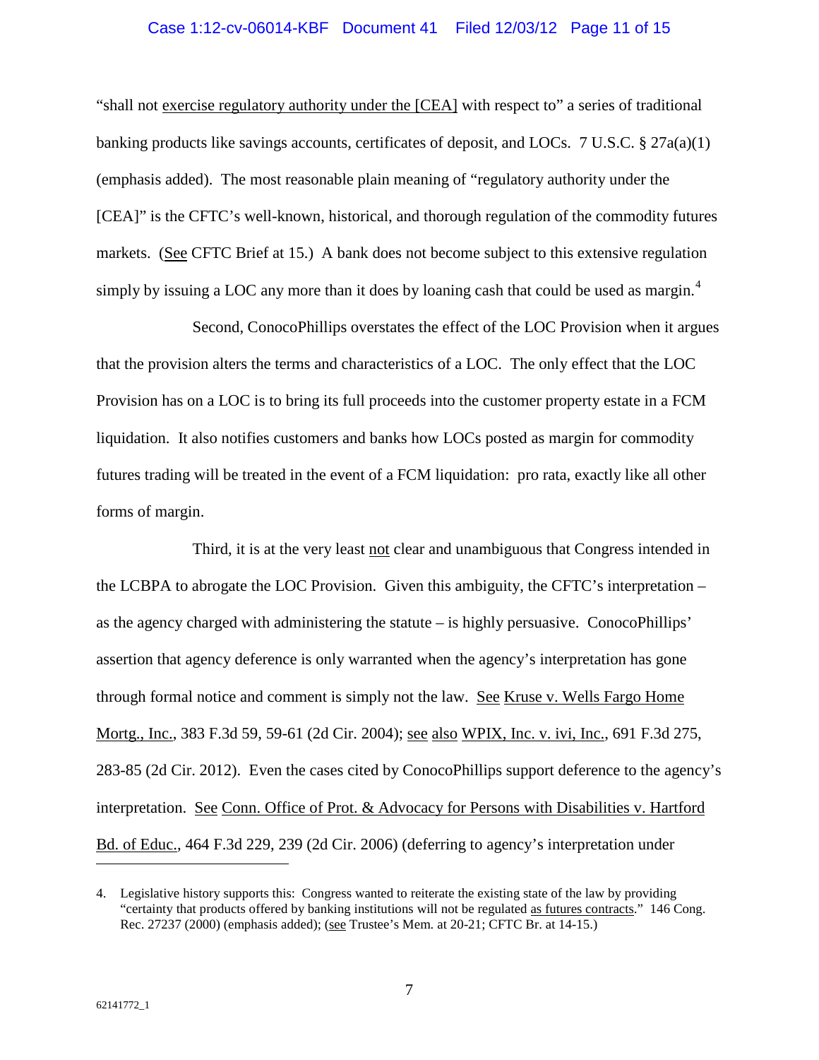"shall not <u>exercise regulatory authority under the [CEA]</u> with respect to" a series of traditional banking products like savings accounts, certificates of deposit, and LOCs. 7 U.S.C. § 27a(a)(1) (emphasis added). The most reasonable plain meaning of "regulatory authority under the [CEA]" is the CFTC's well-known, historical, and thorough regulation of the commodity futures markets. (<u>See</u> CFTC Brief at 15.) A bank does not become subject to this extensive regulation simply by issuing a LOC any more than it does by loaning cash that could be used as margin.[4]

Second, ConocoPhillips overstates the effect of the LOC Provision when it argues that the provision alters the terms and characteristics of a LOC. The only effect that the LOC Provision has on a LOC is to bring its full proceeds into the customer property estate in a FCM liquidation. It also notifies customers and banks how LOCs posted as margin for commodity futures trading will be treated in the event of a FCM liquidation: pro rata, exactly like all other forms of margin.

Third, it is at the very least <u>not</u> clear and unambiguous that Congress intended in the LCBPA to abrogate the LOC Provision. Given this ambiguity, the CFTC's interpretation – as the agency charged with administering the statute – is highly persuasive. ConocoPhillips' assertion that agency deference is only warranted when the agency's interpretation has gone through formal notice and comment is simply not the law. <u>See</u> <u>Kruse v. Wells Fargo Home Mortg., Inc.</u>, 383 F.3d 59, 59-61 (2d Cir. 2004); <u>see also</u> <u>WPIX, Inc. v. ivi, Inc.</u>, 691 F.3d 275, 283-85 (2d Cir. 2012). Even the cases cited by ConocoPhillips support deference to the agency's interpretation. <u>See</u> <u>Conn. Office of Prot. & Advocacy for Persons with Disabilities v. Hartford Bd. of Educ.</u>, 464 F.3d 229, 239 (2d Cir. 2006) (deferring to agency's interpretation under

---

4. Legislative history supports this: Congress wanted to reiterate the existing state of the law by providing "certainty that products offered by banking institutions will not be regulated <u>as futures contracts</u>." 146 Cong. Rec. 27237 (2000) (emphasis added); (<u>see</u> Trustee's Mem. at 20-21; CFTC Br. at 14-15.)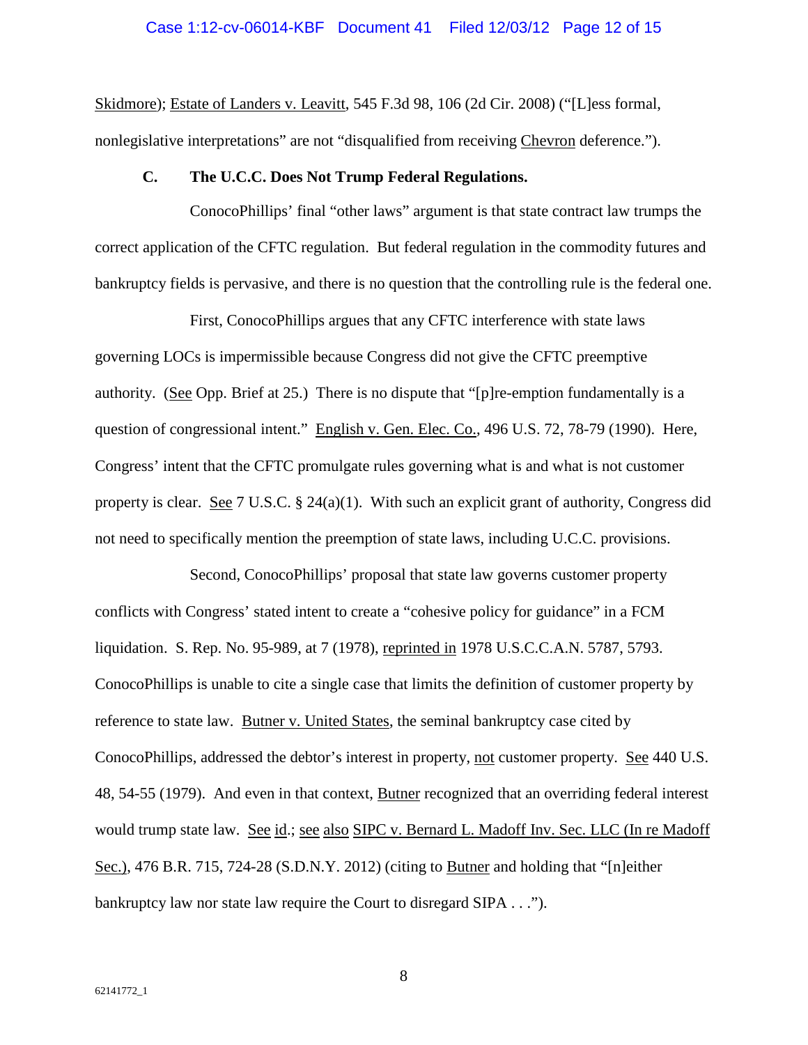Skidmore); Estate of Landers v. Leavitt, 545 F.3d 98, 106 (2d Cir. 2008) ("[L]ess formal, nonlegislative interpretations" are not "disqualified from receiving Chevron deference.").

### C. The U.C.C. Does Not Trump Federal Regulations.

ConocoPhillips' final "other laws" argument is that state contract law trumps the correct application of the CFTC regulation. But federal regulation in the commodity futures and bankruptcy fields is pervasive, and there is no question that the controlling rule is the federal one.

First, ConocoPhillips argues that any CFTC interference with state laws governing LOCs is impermissible because Congress did not give the CFTC preemptive authority. (See Opp. Brief at 25.) There is no dispute that "[p]re-emption fundamentally is a question of congressional intent." English v. Gen. Elec. Co., 496 U.S. 72, 78-79 (1990). Here, Congress' intent that the CFTC promulgate rules governing what is and what is not customer property is clear. See 7 U.S.C. § 24(a)(1). With such an explicit grant of authority, Congress did not need to specifically mention the preemption of state laws, including U.C.C. provisions.

Second, ConocoPhillips' proposal that state law governs customer property conflicts with Congress' stated intent to create a "cohesive policy for guidance" in a FCM liquidation. S. Rep. No. 95-989, at 7 (1978), reprinted in 1978 U.S.C.C.A.N. 5787, 5793. ConocoPhillips is unable to cite a single case that limits the definition of customer property by reference to state law. Butner v. United States, the seminal bankruptcy case cited by ConocoPhillips, addressed the debtor's interest in property, not customer property. See 440 U.S. 48, 54-55 (1979). And even in that context, Butner recognized that an overriding federal interest would trump state law. See id.; see also SIPC v. Bernard L. Madoff Inv. Sec. LLC (In re Madoff Sec.), 476 B.R. 715, 724-28 (S.D.N.Y. 2012) (citing to Butner and holding that "[n]either bankruptcy law nor state law require the Court to disregard SIPA . . .").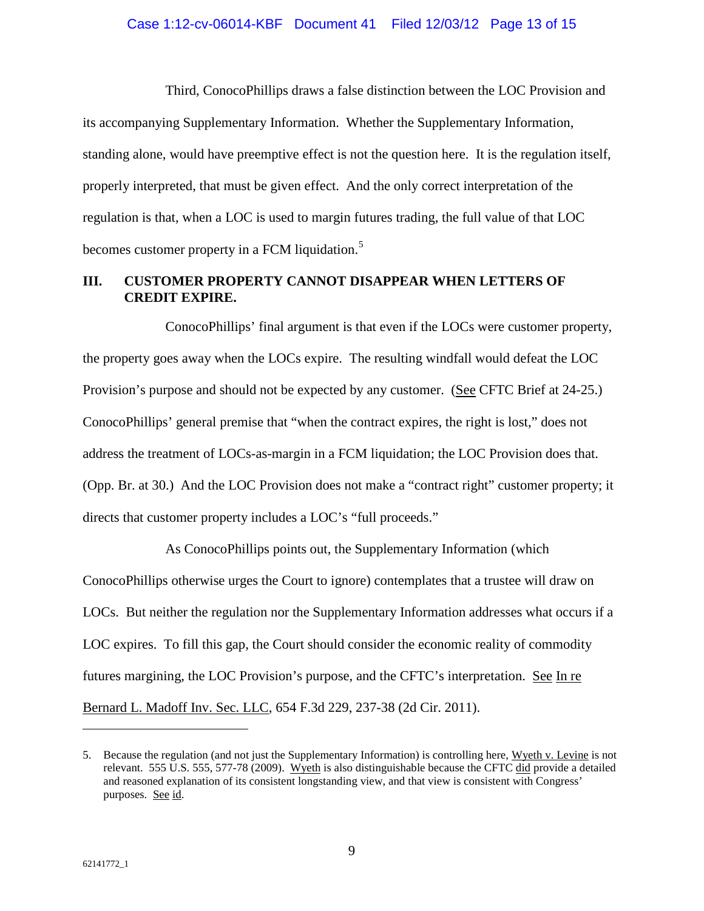Third, ConocoPhillips draws a false distinction between the LOC Provision and its accompanying Supplementary Information. Whether the Supplementary Information, standing alone, would have preemptive effect is not the question here. It is the regulation itself, properly interpreted, that must be given effect. And the only correct interpretation of the regulation is that, when a LOC is used to margin futures trading, the full value of that LOC becomes customer property in a FCM liquidation.[5]

## III. CUSTOMER PROPERTY CANNOT DISAPPEAR WHEN LETTERS OF CREDIT EXPIRE.

ConocoPhillips' final argument is that even if the LOCs were customer property, the property goes away when the LOCs expire. The resulting windfall would defeat the LOC Provision's purpose and should not be expected by any customer. (See CFTC Brief at 24-25.) ConocoPhillips' general premise that "when the contract expires, the right is lost," does not address the treatment of LOCs-as-margin in a FCM liquidation; the LOC Provision does that. (Opp. Br. at 30.) And the LOC Provision does not make a "contract right" customer property; it directs that customer property includes a LOC's "full proceeds."

As ConocoPhillips points out, the Supplementary Information (which ConocoPhillips otherwise urges the Court to ignore) contemplates that a trustee will draw on LOCs. But neither the regulation nor the Supplementary Information addresses what occurs if a LOC expires. To fill this gap, the Court should consider the economic reality of commodity futures margining, the LOC Provision's purpose, and the CFTC's interpretation. See In re Bernard L. Madoff Inv. Sec. LLC, 654 F.3d 229, 237-38 (2d Cir. 2011).

---

5. Because the regulation (and not just the Supplementary Information) is controlling here, Wyeth v. Levine is not relevant. 555 U.S. 555, 577-78 (2009). Wyeth is also distinguishable because the CFTC did provide a detailed and reasoned explanation of its consistent longstanding view, and that view is consistent with Congress' purposes. See id.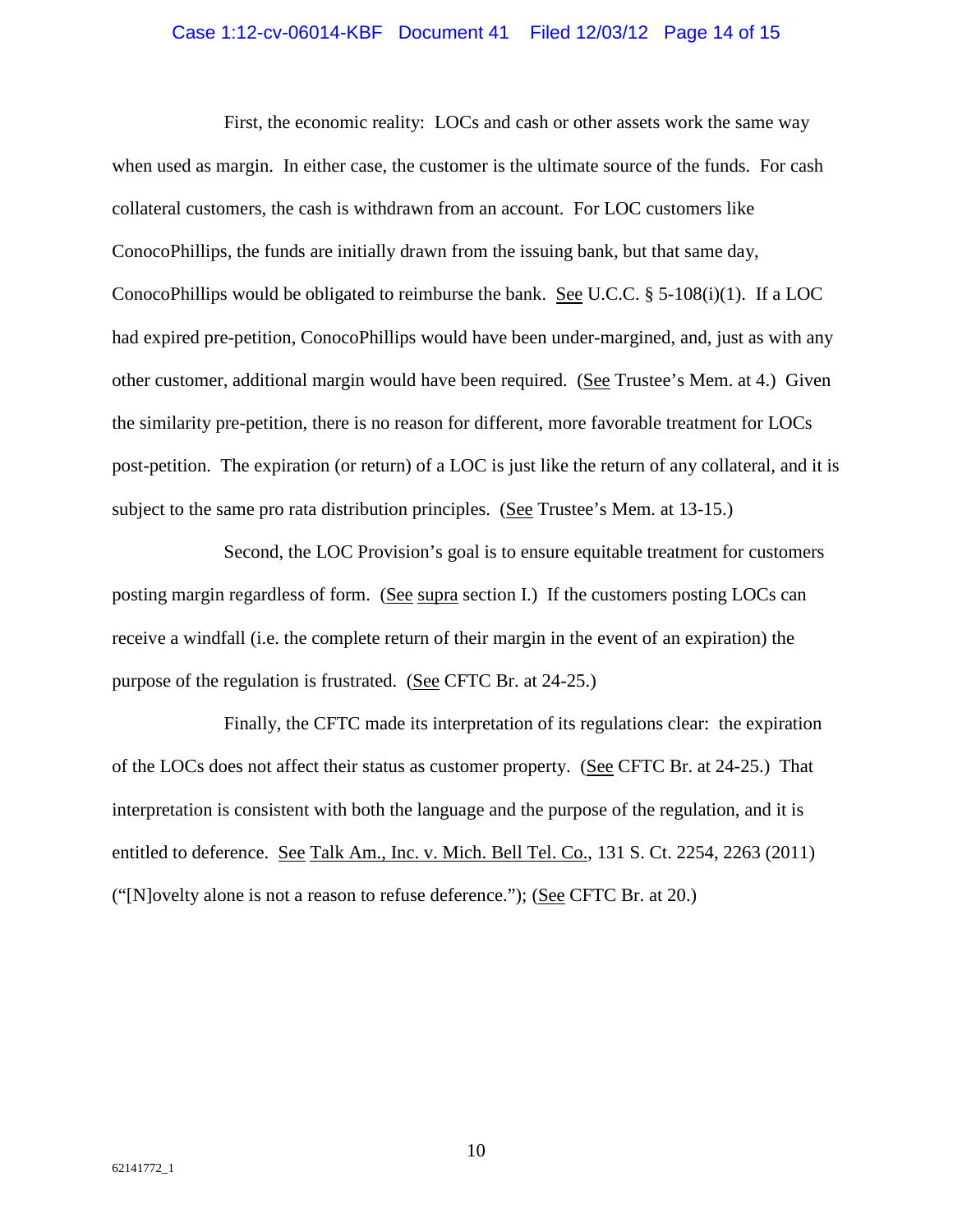First, the economic reality: LOCs and cash or other assets work the same way when used as margin. In either case, the customer is the ultimate source of the funds. For cash collateral customers, the cash is withdrawn from an account. For LOC customers like ConocoPhillips, the funds are initially drawn from the issuing bank, but that same day, ConocoPhillips would be obligated to reimburse the bank. See U.C.C. § 5-108(i)(1). If a LOC had expired pre-petition, ConocoPhillips would have been under-margined, and, just as with any other customer, additional margin would have been required. (See Trustee's Mem. at 4.) Given the similarity pre-petition, there is no reason for different, more favorable treatment for LOCs post-petition. The expiration (or return) of a LOC is just like the return of any collateral, and it is subject to the same pro rata distribution principles. (See Trustee's Mem. at 13-15.)

Second, the LOC Provision's goal is to ensure equitable treatment for customers posting margin regardless of form. (See supra section I.) If the customers posting LOCs can receive a windfall (i.e. the complete return of their margin in the event of an expiration) the purpose of the regulation is frustrated. (See CFTC Br. at 24-25.)

Finally, the CFTC made its interpretation of its regulations clear: the expiration of the LOCs does not affect their status as customer property. (See CFTC Br. at 24-25.) That interpretation is consistent with both the language and the purpose of the regulation, and it is entitled to deference. See Talk Am., Inc. v. Mich. Bell Tel. Co., 131 S. Ct. 2254, 2263 (2011) ("[N]ovelty alone is not a reason to refuse deference."); (See CFTC Br. at 20.)

62141772_1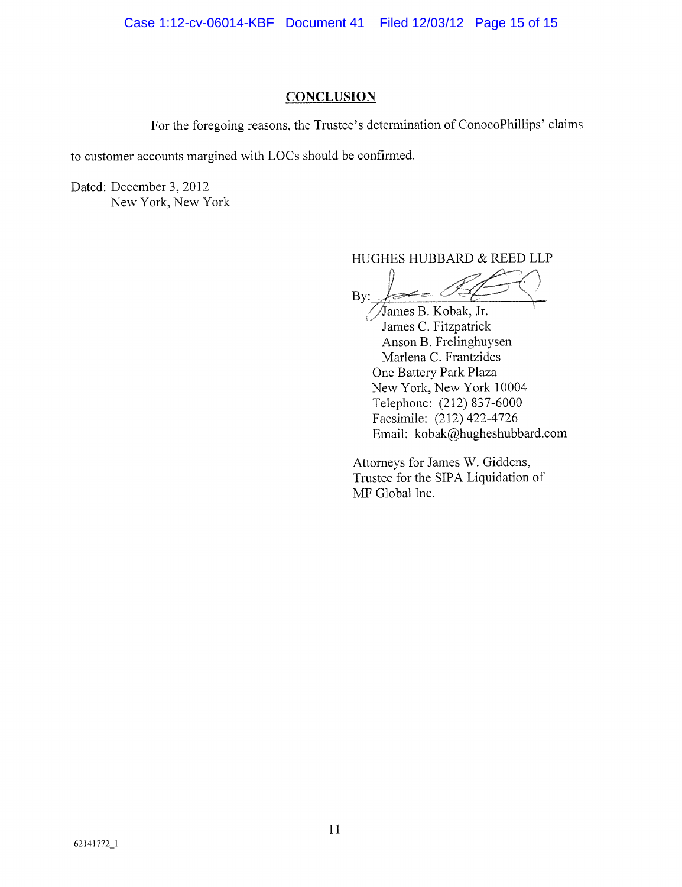## CONCLUSION

For the foregoing reasons, the Trustee's determination of ConocoPhillips' claims to customer accounts margined with LOCs should be confirmed.

Dated: December 3, 2012
New York, New York

HUGHES HUBBARD & REED LLP

By: ___________________________
James B. Kobak, Jr.
James C. Fitzpatrick
Anson B. Frelinghuysen
Marlena C. Frantzides
One Battery Park Plaza
New York, New York 10004
Telephone: (212) 837-6000
Facsimile: (212) 422-4726
Email: kobak@hugheshubbard.com

Attorneys for James W. Giddens,
Trustee for the SIPA Liquidation of
MF Global Inc.

62141772_1